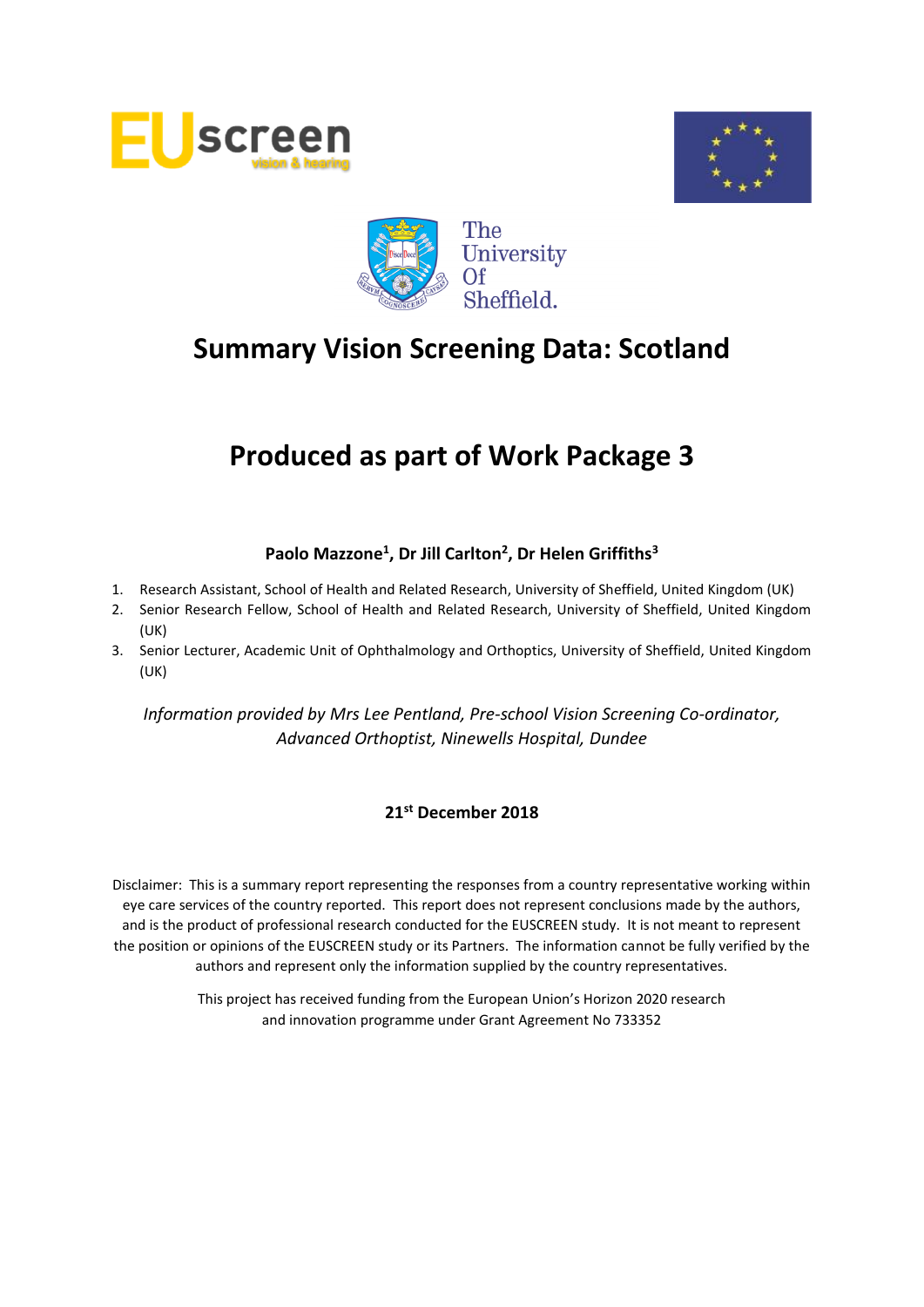# Summary Vision Screening Data: Scotland

# Produced as part of Work Package 3

**Paolo Mazzone[1], Dr Jill Carlton[2], Dr Helen Griffiths[3]**

1. Research Assistant, School of Health and Related Research, University of Sheffield, United Kingdom (UK)
2. Senior Research Fellow, School of Health and Related Research, University of Sheffield, United Kingdom (UK)
3. Senior Lecturer, Academic Unit of Ophthalmology and Orthoptics, University of Sheffield, United Kingdom (UK)

*Information provided by Mrs Lee Pentland, Pre-school Vision Screening Co-ordinator, Advanced Orthoptist, Ninewells Hospital, Dundee*

**21st December 2018**

Disclaimer: This is a summary report representing the responses from a country representative working within eye care services of the country reported. This report does not represent conclusions made by the authors, and is the product of professional research conducted for the EUSCREEN study. It is not meant to represent the position or opinions of the EUSCREEN study or its Partners. The information cannot be fully verified by the authors and represent only the information supplied by the country representatives.

This project has received funding from the European Union's Horizon 2020 research and innovation programme under Grant Agreement No 733352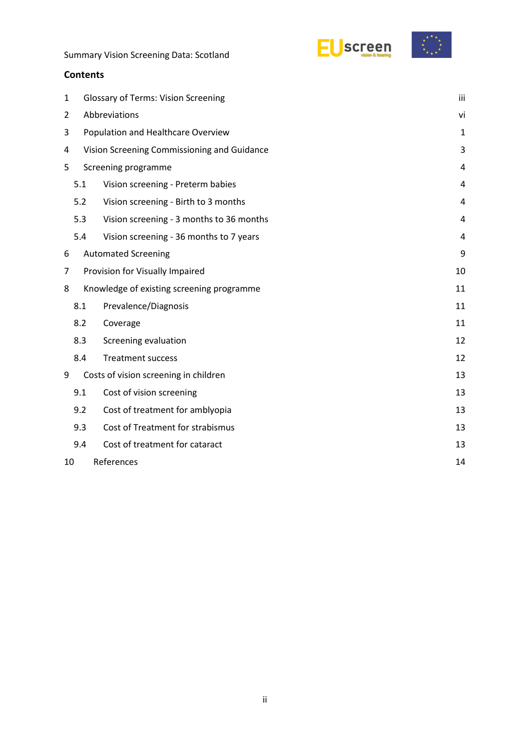## Contents

| | | |
|---|---|---|
| 1 | Glossary of Terms: Vision Screening | iii |
| 2 | Abbreviations | vi |
| 3 | Population and Healthcare Overview | 1 |
| 4 | Vision Screening Commissioning and Guidance | 3 |
| 5 | Screening programme | 4 |
| 5.1 | Vision screening - Preterm babies | 4 |
| 5.2 | Vision screening - Birth to 3 months | 4 |
| 5.3 | Vision screening - 3 months to 36 months | 4 |
| 5.4 | Vision screening - 36 months to 7 years | 4 |
| 6 | Automated Screening | 9 |
| 7 | Provision for Visually Impaired | 10 |
| 8 | Knowledge of existing screening programme | 11 |
| 8.1 | Prevalence/Diagnosis | 11 |
| 8.2 | Coverage | 11 |
| 8.3 | Screening evaluation | 12 |
| 8.4 | Treatment success | 12 |
| 9 | Costs of vision screening in children | 13 |
| 9.1 | Cost of vision screening | 13 |
| 9.2 | Cost of treatment for amblyopia | 13 |
| 9.3 | Cost of Treatment for strabismus | 13 |
| 9.4 | Cost of treatment for cataract | 13 |
| 10 | References | 14 |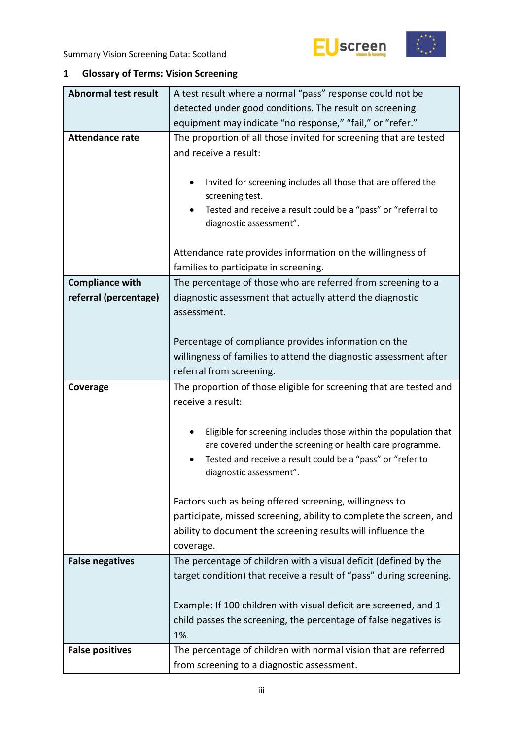## 1 Glossary of Terms: Vision Screening

| | |
|---|---|
| **Abnormal test result** | A test result where a normal "pass" response could not be detected under good conditions. The result on screening equipment may indicate "no response," "fail," or "refer." |
| **Attendance rate** | The proportion of all those invited for screening that are tested and receive a result:<br><br>• Invited for screening includes all those that are offered the screening test.<br>• Tested and receive a result could be a "pass" or "referral to diagnostic assessment".<br><br>Attendance rate provides information on the willingness of families to participate in screening. |
| **Compliance with referral (percentage)** | The percentage of those who are referred from screening to a diagnostic assessment that actually attend the diagnostic assessment.<br><br>Percentage of compliance provides information on the willingness of families to attend the diagnostic assessment after referral from screening. |
| **Coverage** | The proportion of those eligible for screening that are tested and receive a result:<br><br>• Eligible for screening includes those within the population that are covered under the screening or health care programme.<br>• Tested and receive a result could be a "pass" or "refer to diagnostic assessment".<br><br>Factors such as being offered screening, willingness to participate, missed screening, ability to complete the screen, and ability to document the screening results will influence the coverage. |
| **False negatives** | The percentage of children with a visual deficit (defined by the target condition) that receive a result of "pass" during screening.<br><br>Example: If 100 children with visual deficit are screened, and 1 child passes the screening, the percentage of false negatives is 1%. |
| **False positives** | The percentage of children with normal vision that are referred from screening to a diagnostic assessment. |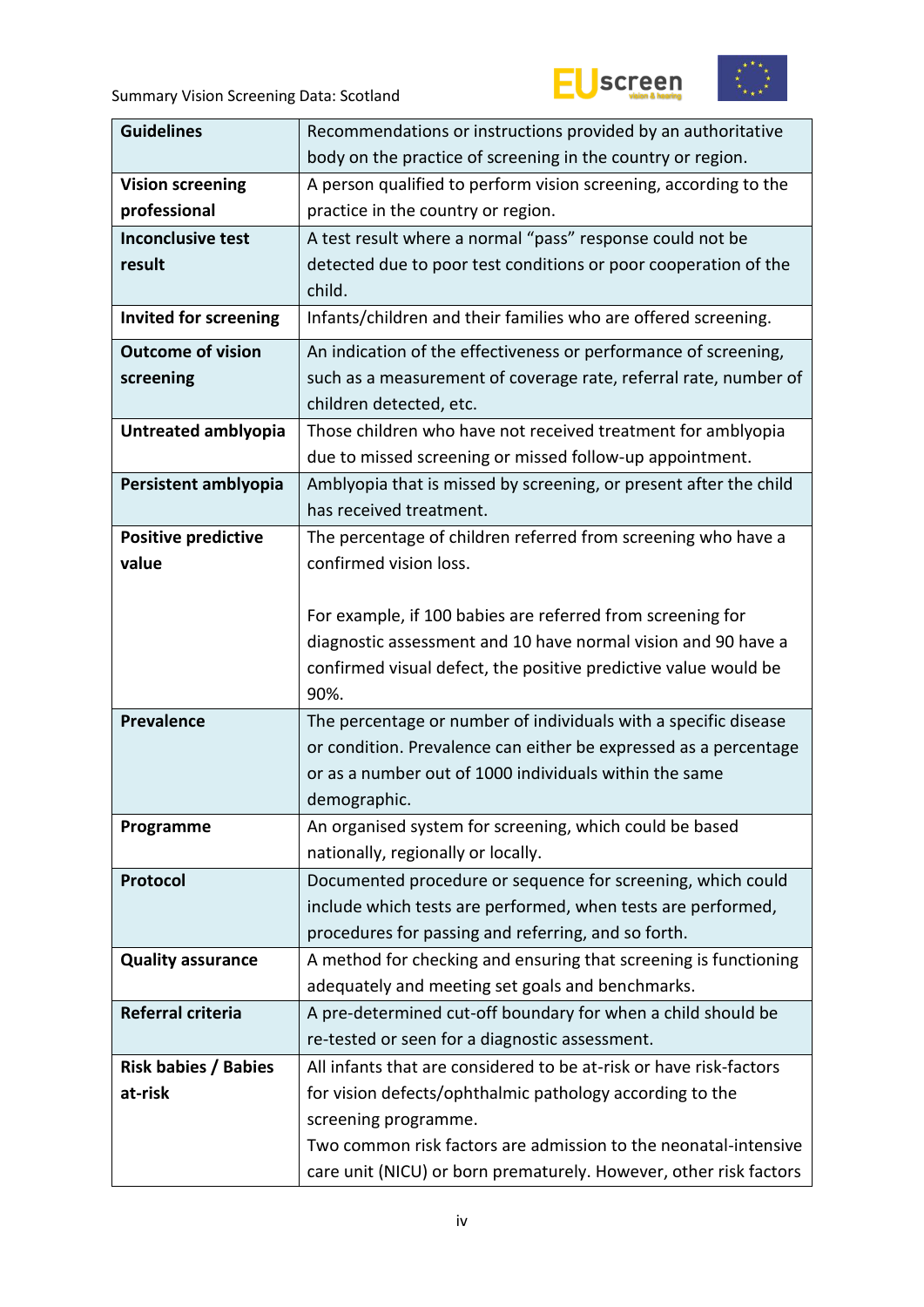| | |
|---|---|
| **Guidelines** | Recommendations or instructions provided by an authoritative body on the practice of screening in the country or region. |
| **Vision screening professional** | A person qualified to perform vision screening, according to the practice in the country or region. |
| **Inconclusive test result** | A test result where a normal "pass" response could not be detected due to poor test conditions or poor cooperation of the child. |
| **Invited for screening** | Infants/children and their families who are offered screening. |
| **Outcome of vision screening** | An indication of the effectiveness or performance of screening, such as a measurement of coverage rate, referral rate, number of children detected, etc. |
| **Untreated amblyopia** | Those children who have not received treatment for amblyopia due to missed screening or missed follow-up appointment. |
| **Persistent amblyopia** | Amblyopia that is missed by screening, or present after the child has received treatment. |
| **Positive predictive value** | The percentage of children referred from screening who have a confirmed vision loss.<br><br>For example, if 100 babies are referred from screening for diagnostic assessment and 10 have normal vision and 90 have a confirmed visual defect, the positive predictive value would be 90%. |
| **Prevalence** | The percentage or number of individuals with a specific disease or condition. Prevalence can either be expressed as a percentage or as a number out of 1000 individuals within the same demographic. |
| **Programme** | An organised system for screening, which could be based nationally, regionally or locally. |
| **Protocol** | Documented procedure or sequence for screening, which could include which tests are performed, when tests are performed, procedures for passing and referring, and so forth. |
| **Quality assurance** | A method for checking and ensuring that screening is functioning adequately and meeting set goals and benchmarks. |
| **Referral criteria** | A pre-determined cut-off boundary for when a child should be re-tested or seen for a diagnostic assessment. |
| **Risk babies / Babies at-risk** | All infants that are considered to be at-risk or have risk-factors for vision defects/ophthalmic pathology according to the screening programme.<br>Two common risk factors are admission to the neonatal-intensive care unit (NICU) or born prematurely. However, other risk factors |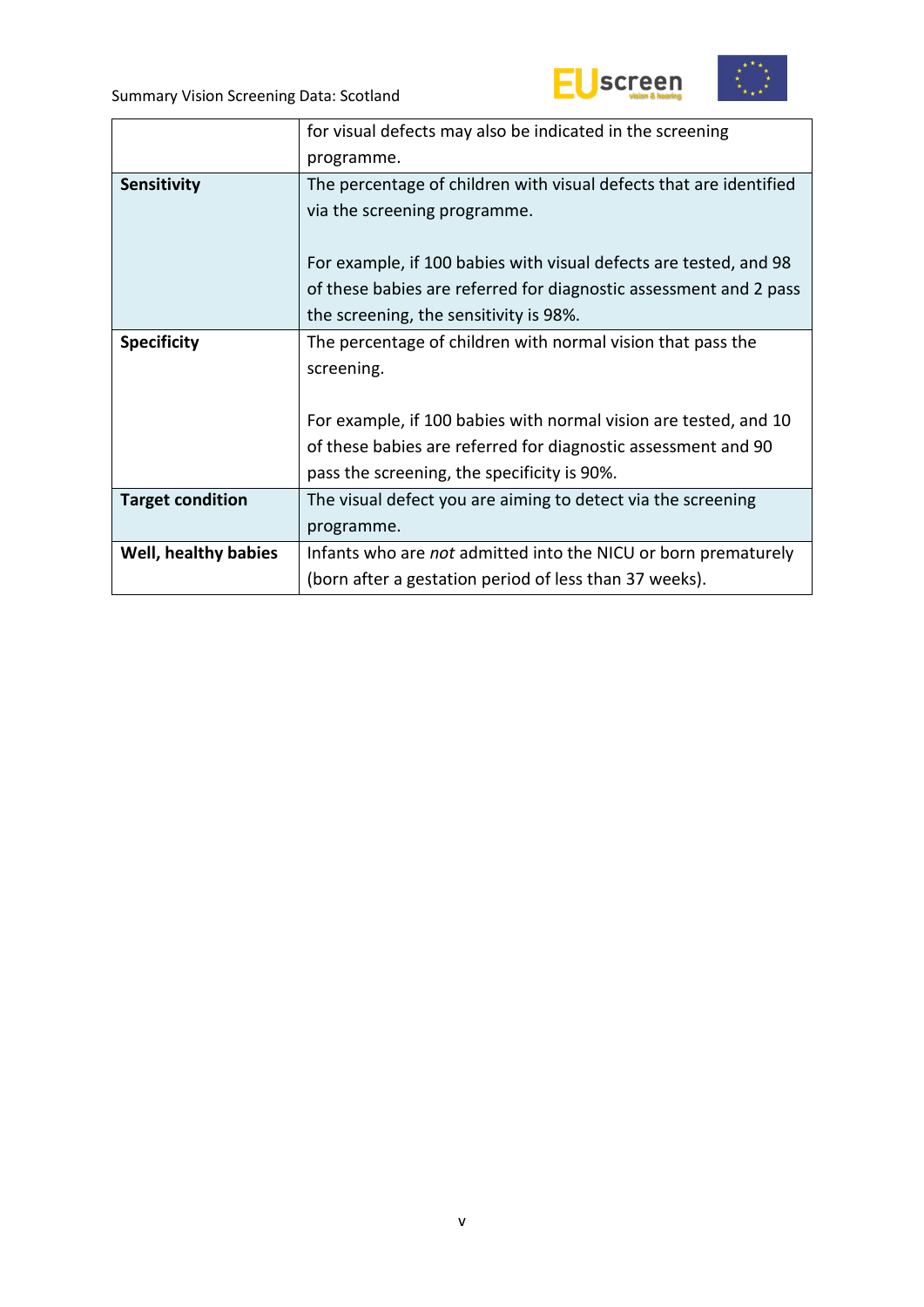| | |
|---|---|
| | for visual defects may also be indicated in the screening programme. |
| **Sensitivity** | The percentage of children with visual defects that are identified via the screening programme.<br><br>For example, if 100 babies with visual defects are tested, and 98 of these babies are referred for diagnostic assessment and 2 pass the screening, the sensitivity is 98%. |
| **Specificity** | The percentage of children with normal vision that pass the screening.<br><br>For example, if 100 babies with normal vision are tested, and 10 of these babies are referred for diagnostic assessment and 90 pass the screening, the specificity is 90%. |
| **Target condition** | The visual defect you are aiming to detect via the screening programme. |
| **Well, healthy babies** | Infants who are *not* admitted into the NICU or born prematurely (born after a gestation period of less than 37 weeks). |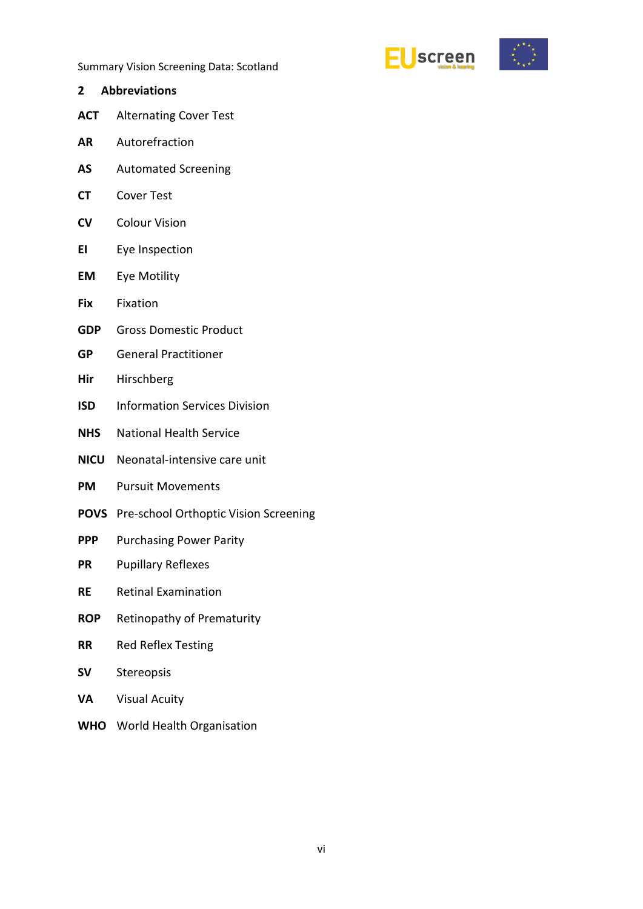## 2 Abbreviations

**ACT** Alternating Cover Test

**AR** Autorefraction

**AS** Automated Screening

**CT** Cover Test

**CV** Colour Vision

**EI** Eye Inspection

**EM** Eye Motility

**Fix** Fixation

**GDP** Gross Domestic Product

**GP** General Practitioner

**Hir** Hirschberg

**ISD** Information Services Division

**NHS** National Health Service

**NICU** Neonatal-intensive care unit

**PM** Pursuit Movements

**POVS** Pre-school Orthoptic Vision Screening

**PPP** Purchasing Power Parity

**PR** Pupillary Reflexes

**RE** Retinal Examination

**ROP** Retinopathy of Prematurity

**RR** Red Reflex Testing

**SV** Stereopsis

**VA** Visual Acuity

**WHO** World Health Organisation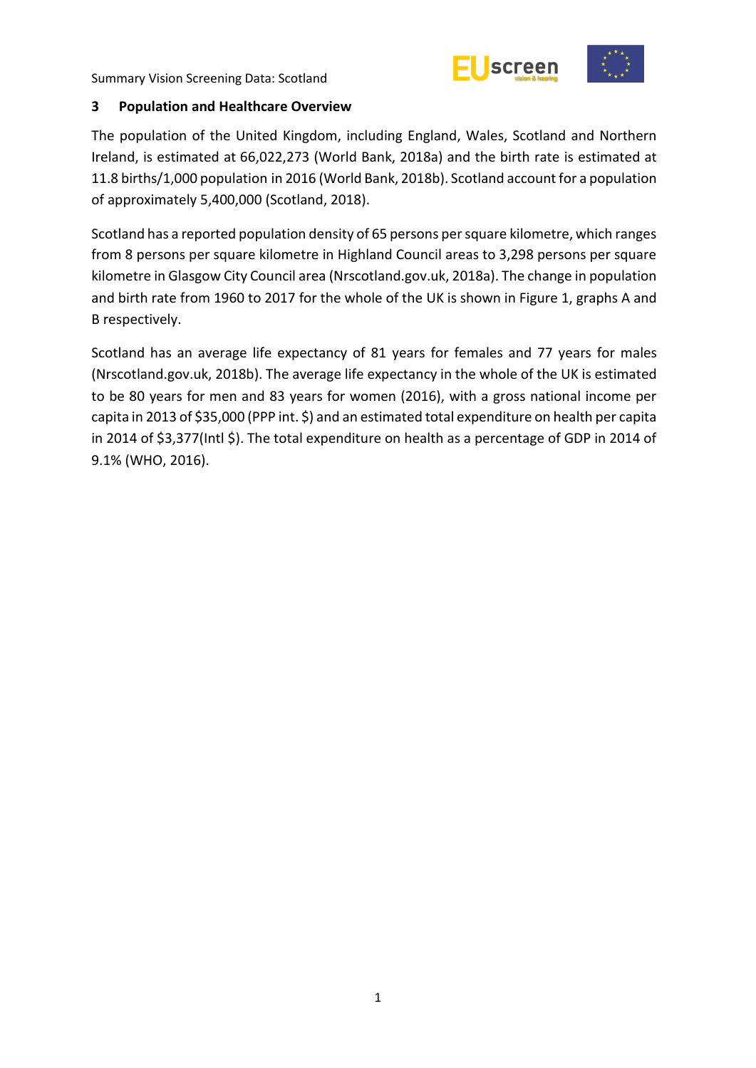## 3 Population and Healthcare Overview

The population of the United Kingdom, including England, Wales, Scotland and Northern Ireland, is estimated at 66,022,273 (World Bank, 2018a) and the birth rate is estimated at 11.8 births/1,000 population in 2016 (World Bank, 2018b). Scotland account for a population of approximately 5,400,000 (Scotland, 2018).

Scotland has a reported population density of 65 persons per square kilometre, which ranges from 8 persons per square kilometre in Highland Council areas to 3,298 persons per square kilometre in Glasgow City Council area (Nrscotland.gov.uk, 2018a). The change in population and birth rate from 1960 to 2017 for the whole of the UK is shown in Figure 1, graphs A and B respectively.

Scotland has an average life expectancy of 81 years for females and 77 years for males (Nrscotland.gov.uk, 2018b). The average life expectancy in the whole of the UK is estimated to be 80 years for men and 83 years for women (2016), with a gross national income per capita in 2013 of $35,000 (PPP int. $) and an estimated total expenditure on health per capita in 2014 of $3,377(Intl $). The total expenditure on health as a percentage of GDP in 2014 of 9.1% (WHO, 2016).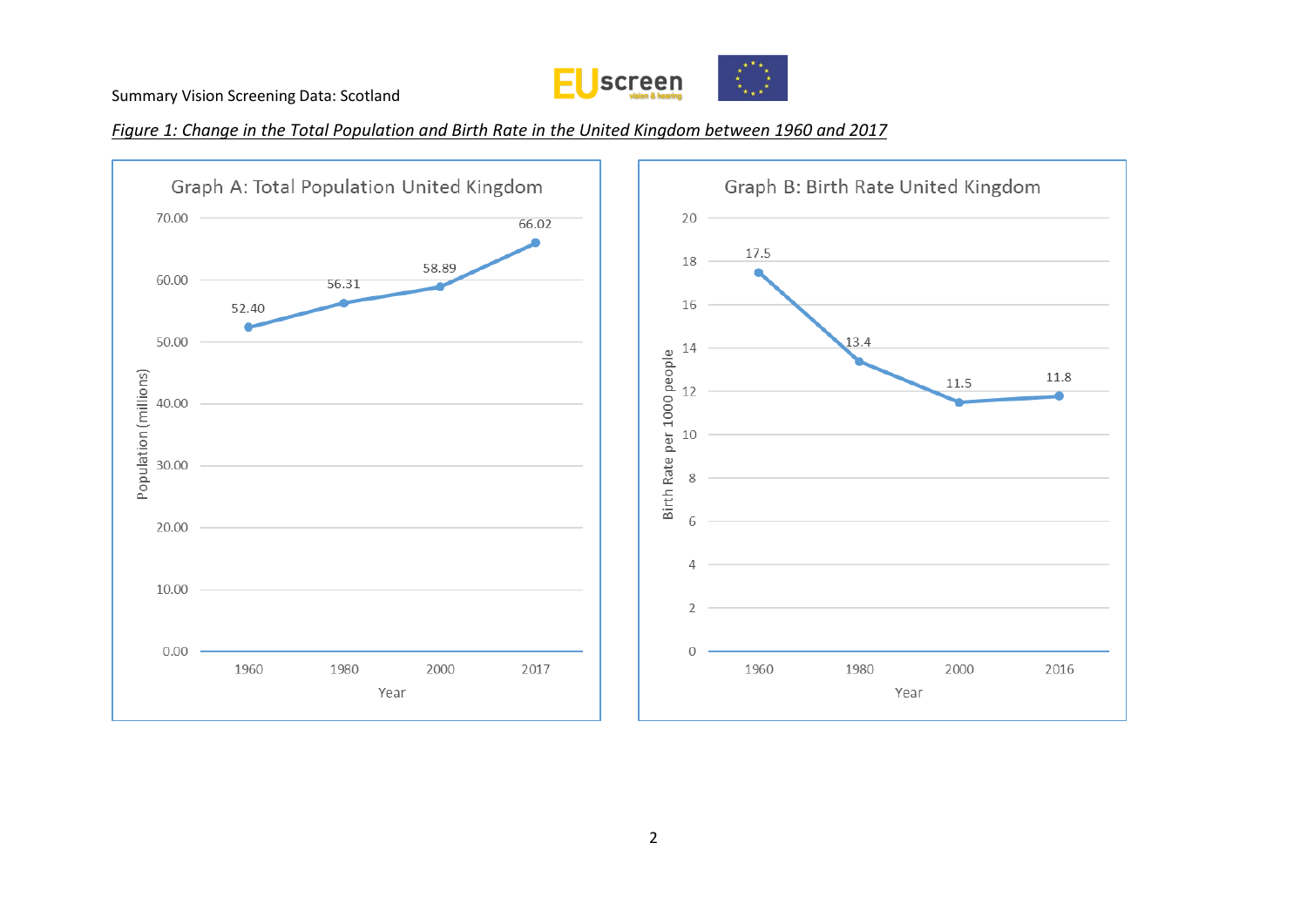*Figure 1: Change in the Total Population and Birth Rate in the United Kingdom between 1960 and 2017*

**Graph A: Total Population United Kingdom**

| Year | Population (millions) |
| --- | --- |
| 1960 | 52.40 |
| 1980 | 56.31 |
| 2000 | 58.89 |
| 2017 | 66.02 |

**Graph B: Birth Rate United Kingdom**

| Year | Birth Rate per 1000 people |
| --- | --- |
| 1960 | 17.5 |
| 1980 | 13.4 |
| 2000 | 11.5 |
| 2016 | 11.8 |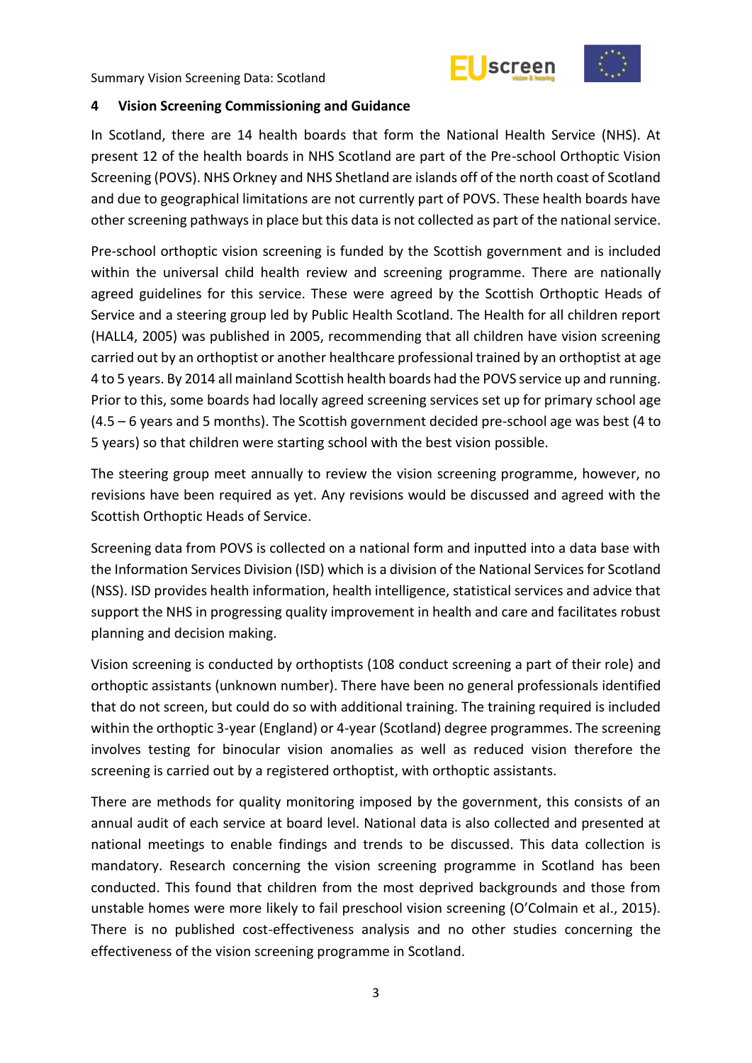## 4 Vision Screening Commissioning and Guidance

In Scotland, there are 14 health boards that form the National Health Service (NHS). At present 12 of the health boards in NHS Scotland are part of the Pre-school Orthoptic Vision Screening (POVS). NHS Orkney and NHS Shetland are islands off of the north coast of Scotland and due to geographical limitations are not currently part of POVS. These health boards have other screening pathways in place but this data is not collected as part of the national service.

Pre-school orthoptic vision screening is funded by the Scottish government and is included within the universal child health review and screening programme. There are nationally agreed guidelines for this service. These were agreed by the Scottish Orthoptic Heads of Service and a steering group led by Public Health Scotland. The Health for all children report (HALL4, 2005) was published in 2005, recommending that all children have vision screening carried out by an orthoptist or another healthcare professional trained by an orthoptist at age 4 to 5 years. By 2014 all mainland Scottish health boards had the POVS service up and running. Prior to this, some boards had locally agreed screening services set up for primary school age (4.5 – 6 years and 5 months). The Scottish government decided pre-school age was best (4 to 5 years) so that children were starting school with the best vision possible.

The steering group meet annually to review the vision screening programme, however, no revisions have been required as yet. Any revisions would be discussed and agreed with the Scottish Orthoptic Heads of Service.

Screening data from POVS is collected on a national form and inputted into a data base with the Information Services Division (ISD) which is a division of the National Services for Scotland (NSS). ISD provides health information, health intelligence, statistical services and advice that support the NHS in progressing quality improvement in health and care and facilitates robust planning and decision making.

Vision screening is conducted by orthoptists (108 conduct screening a part of their role) and orthoptic assistants (unknown number). There have been no general professionals identified that do not screen, but could do so with additional training. The training required is included within the orthoptic 3-year (England) or 4-year (Scotland) degree programmes. The screening involves testing for binocular vision anomalies as well as reduced vision therefore the screening is carried out by a registered orthoptist, with orthoptic assistants.

There are methods for quality monitoring imposed by the government, this consists of an annual audit of each service at board level. National data is also collected and presented at national meetings to enable findings and trends to be discussed. This data collection is mandatory. Research concerning the vision screening programme in Scotland has been conducted. This found that children from the most deprived backgrounds and those from unstable homes were more likely to fail preschool vision screening (O'Colmain et al., 2015). There is no published cost-effectiveness analysis and no other studies concerning the effectiveness of the vision screening programme in Scotland.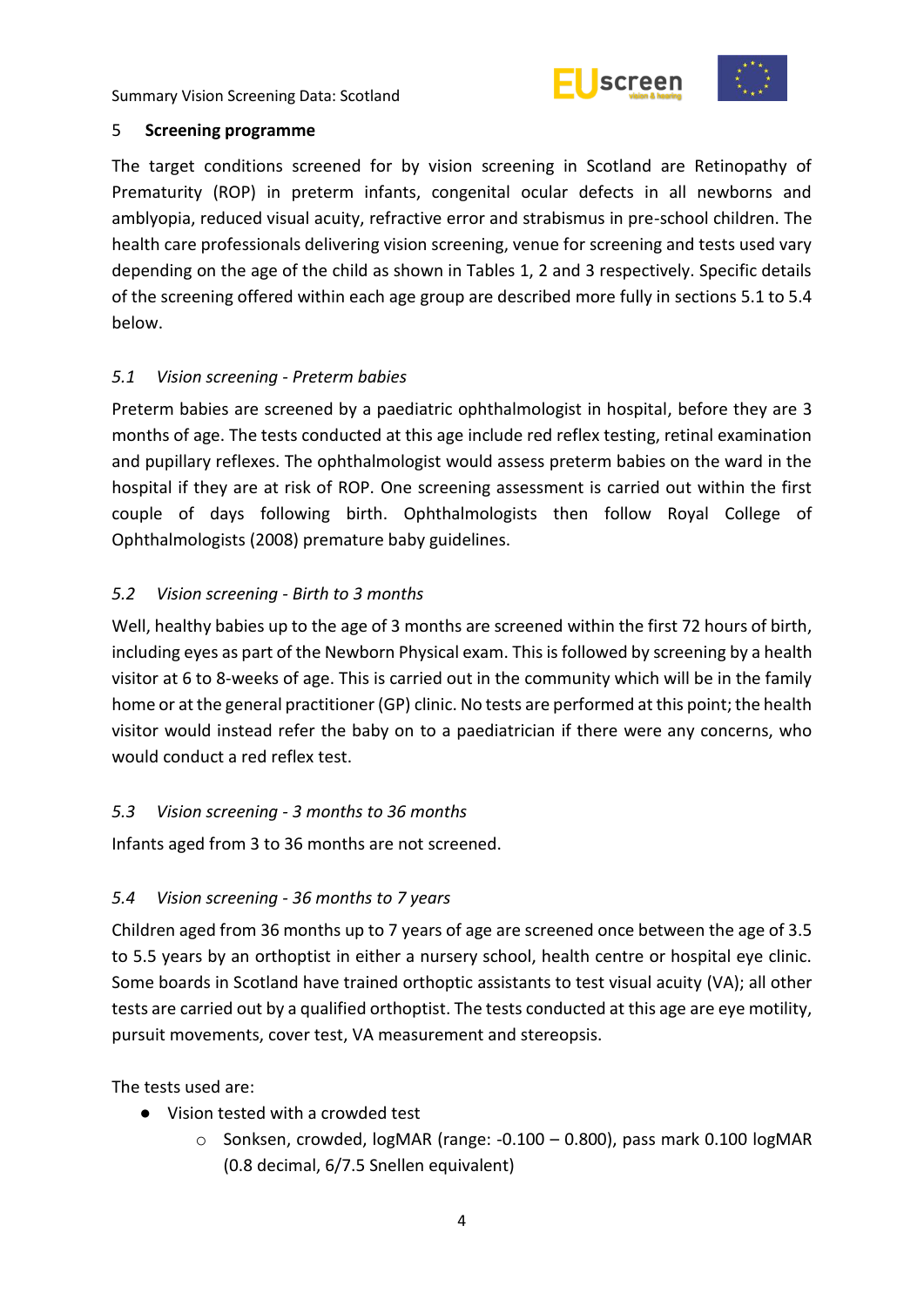## 5 **Screening programme**

The target conditions screened for by vision screening in Scotland are Retinopathy of Prematurity (ROP) in preterm infants, congenital ocular defects in all newborns and amblyopia, reduced visual acuity, refractive error and strabismus in pre-school children. The health care professionals delivering vision screening, venue for screening and tests used vary depending on the age of the child as shown in Tables 1, 2 and 3 respectively. Specific details of the screening offered within each age group are described more fully in sections 5.1 to 5.4 below.

### *5.1 Vision screening - Preterm babies*

Preterm babies are screened by a paediatric ophthalmologist in hospital, before they are 3 months of age. The tests conducted at this age include red reflex testing, retinal examination and pupillary reflexes. The ophthalmologist would assess preterm babies on the ward in the hospital if they are at risk of ROP. One screening assessment is carried out within the first couple of days following birth. Ophthalmologists then follow Royal College of Ophthalmologists (2008) premature baby guidelines.

### *5.2 Vision screening - Birth to 3 months*

Well, healthy babies up to the age of 3 months are screened within the first 72 hours of birth, including eyes as part of the Newborn Physical exam. This is followed by screening by a health visitor at 6 to 8-weeks of age. This is carried out in the community which will be in the family home or at the general practitioner (GP) clinic. No tests are performed at this point; the health visitor would instead refer the baby on to a paediatrician if there were any concerns, who would conduct a red reflex test.

### *5.3 Vision screening - 3 months to 36 months*

Infants aged from 3 to 36 months are not screened.

### *5.4 Vision screening - 36 months to 7 years*

Children aged from 36 months up to 7 years of age are screened once between the age of 3.5 to 5.5 years by an orthoptist in either a nursery school, health centre or hospital eye clinic. Some boards in Scotland have trained orthoptic assistants to test visual acuity (VA); all other tests are carried out by a qualified orthoptist. The tests conducted at this age are eye motility, pursuit movements, cover test, VA measurement and stereopsis.

The tests used are:

- Vision tested with a crowded test
  - Sonksen, crowded, logMAR (range: -0.100 – 0.800), pass mark 0.100 logMAR (0.8 decimal, 6/7.5 Snellen equivalent)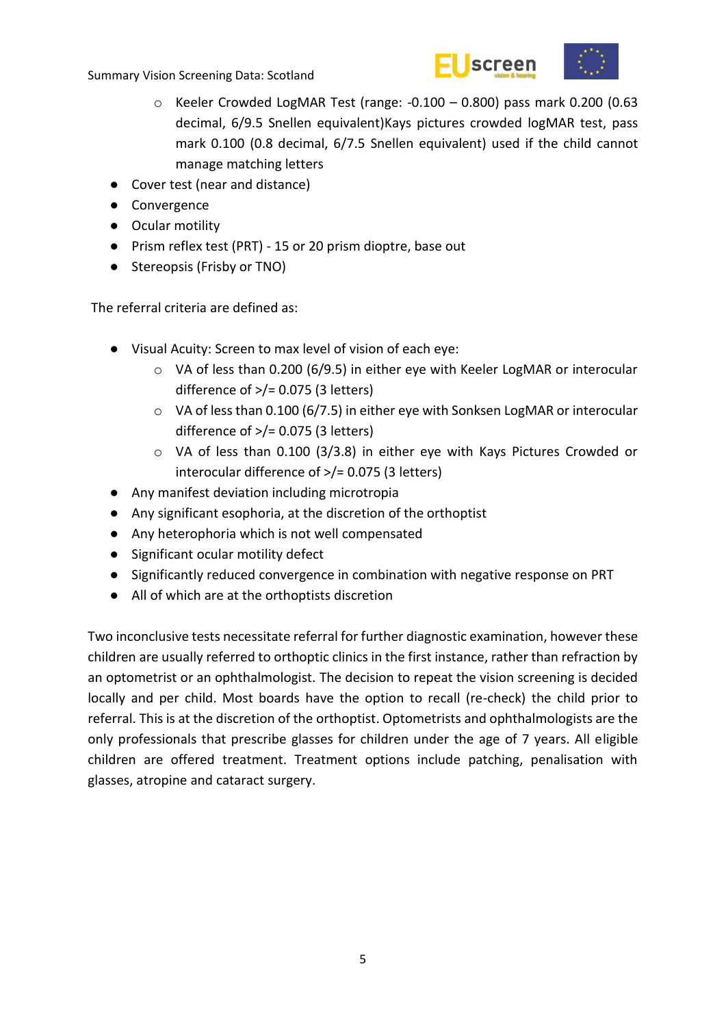- Keeler Crowded LogMAR Test (range: -0.100 – 0.800) pass mark 0.200 (0.63 decimal, 6/9.5 Snellen equivalent)Kays pictures crowded logMAR test, pass mark 0.100 (0.8 decimal, 6/7.5 Snellen equivalent) used if the child cannot manage matching letters
- Cover test (near and distance)
- Convergence
- Ocular motility
- Prism reflex test (PRT) - 15 or 20 prism dioptre, base out
- Stereopsis (Frisby or TNO)

The referral criteria are defined as:

- Visual Acuity: Screen to max level of vision of each eye:
  - VA of less than 0.200 (6/9.5) in either eye with Keeler LogMAR or interocular difference of >/= 0.075 (3 letters)
  - VA of less than 0.100 (6/7.5) in either eye with Sonksen LogMAR or interocular difference of >/= 0.075 (3 letters)
  - VA of less than 0.100 (3/3.8) in either eye with Kays Pictures Crowded or interocular difference of >/= 0.075 (3 letters)
- Any manifest deviation including microtropia
- Any significant esophoria, at the discretion of the orthoptist
- Any heterophoria which is not well compensated
- Significant ocular motility defect
- Significantly reduced convergence in combination with negative response on PRT
- All of which are at the orthoptists discretion

Two inconclusive tests necessitate referral for further diagnostic examination, however these children are usually referred to orthoptic clinics in the first instance, rather than refraction by an optometrist or an ophthalmologist. The decision to repeat the vision screening is decided locally and per child. Most boards have the option to recall (re-check) the child prior to referral. This is at the discretion of the orthoptist. Optometrists and ophthalmologists are the only professionals that prescribe glasses for children under the age of 7 years. All eligible children are offered treatment. Treatment options include patching, penalisation with glasses, atropine and cataract surgery.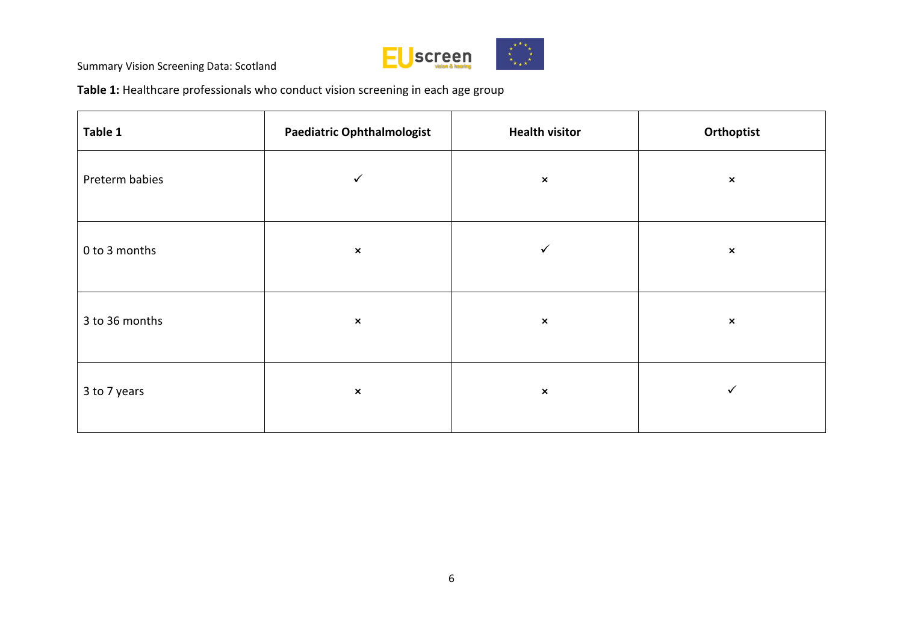**Table 1:** Healthcare professionals who conduct vision screening in each age group

| Table 1 | Paediatric Ophthalmologist | Health visitor | Orthoptist |
|---|---|---|---|
| Preterm babies | ✓ | × | × |
| 0 to 3 months | × | ✓ | × |
| 3 to 36 months | × | × | × |
| 3 to 7 years | × | × | ✓ |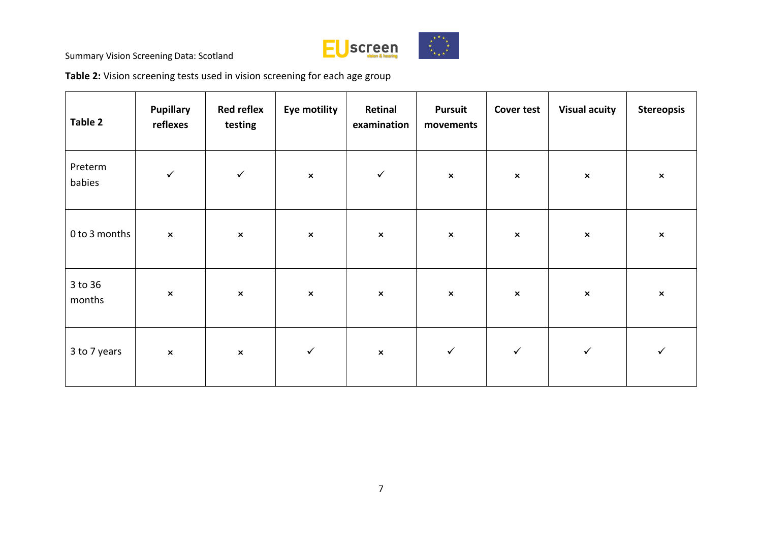**Table 2:** Vision screening tests used in vision screening for each age group

| Table 2 | Pupillary reflexes | Red reflex testing | Eye motility | Retinal examination | Pursuit movements | Cover test | Visual acuity | Stereopsis |
|---|---|---|---|---|---|---|---|---|
| Preterm babies | ✓ | ✓ | × | ✓ | × | × | × | × |
| 0 to 3 months | × | × | × | × | × | × | × | × |
| 3 to 36 months | × | × | × | × | × | × | × | × |
| 3 to 7 years | × | × | ✓ | × | ✓ | ✓ | ✓ | ✓ |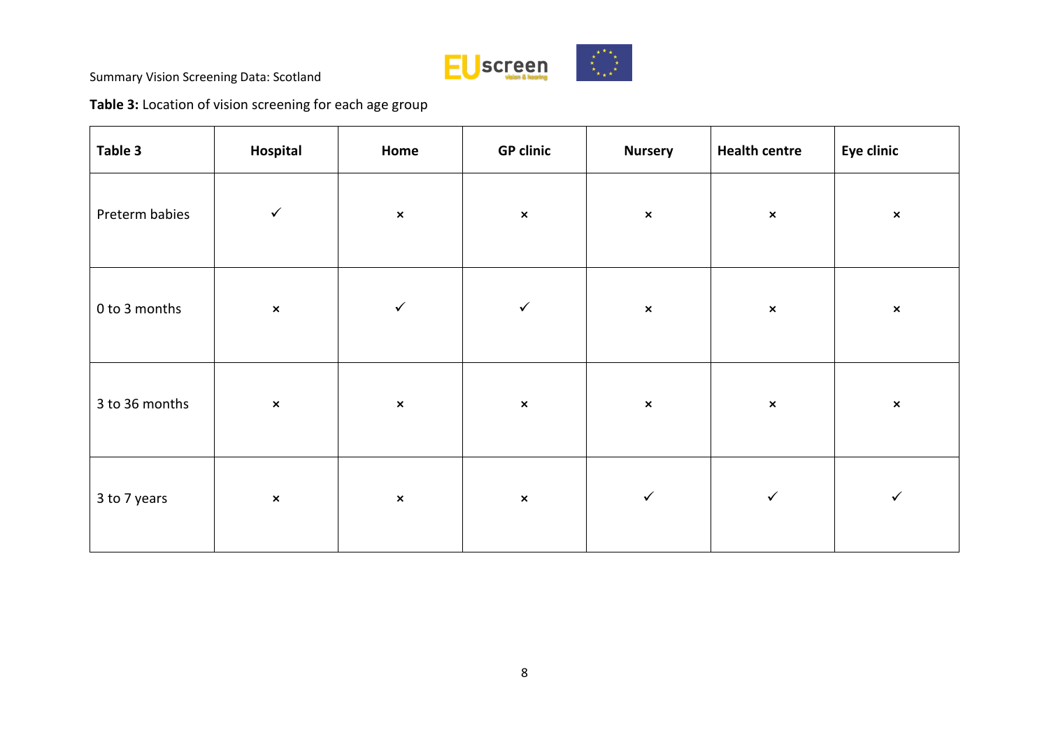**Table 3:** Location of vision screening for each age group

| Table 3 | Hospital | Home | GP clinic | Nursery | Health centre | Eye clinic |
|---|---|---|---|---|---|---|
| Preterm babies | ✓ | × | × | × | × | × |
| 0 to 3 months | × | ✓ | ✓ | × | × | × |
| 3 to 36 months | × | × | × | × | × | × |
| 3 to 7 years | × | × | × | ✓ | ✓ | ✓ |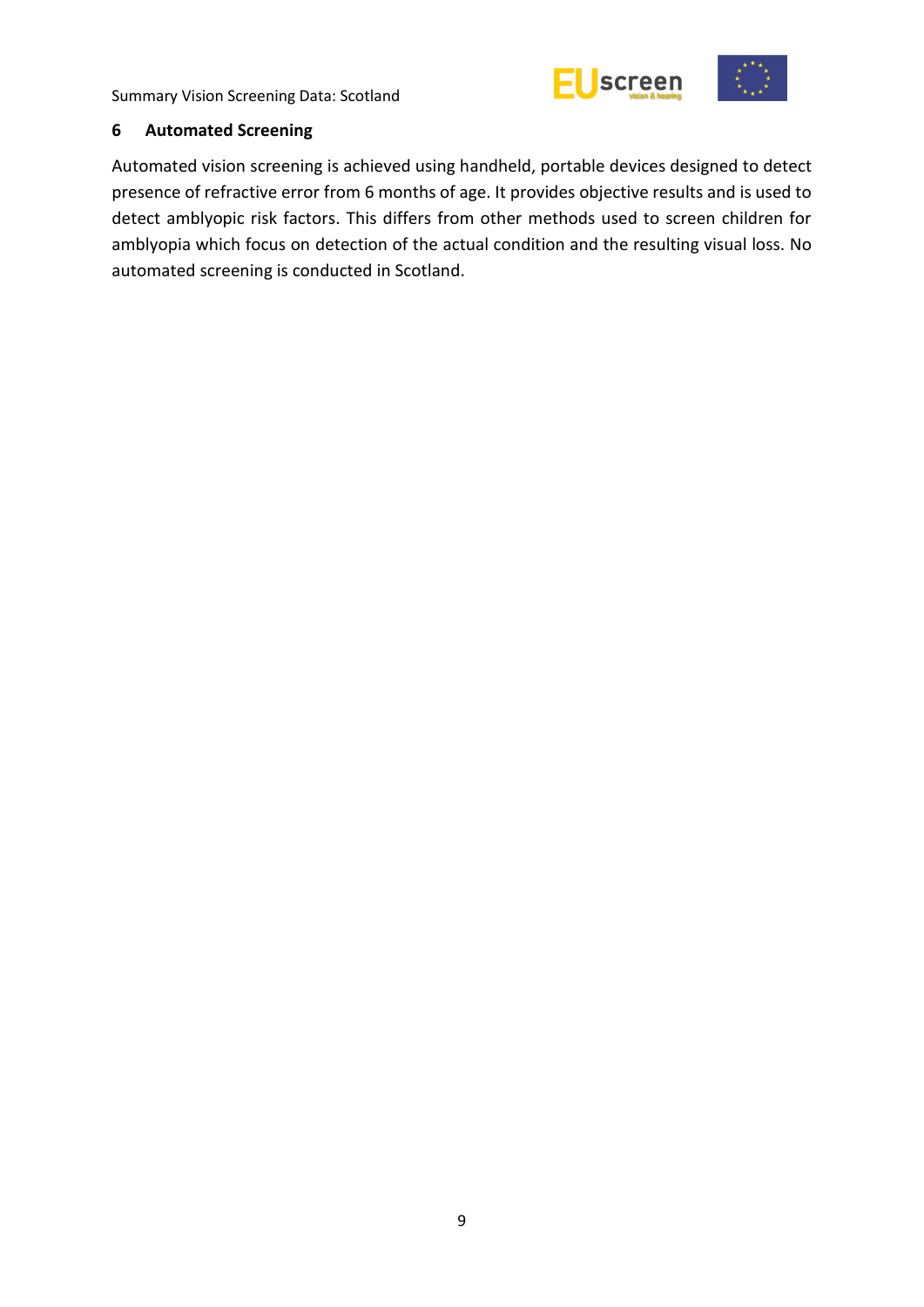## 6 Automated Screening

Automated vision screening is achieved using handheld, portable devices designed to detect presence of refractive error from 6 months of age. It provides objective results and is used to detect amblyopic risk factors. This differs from other methods used to screen children for amblyopia which focus on detection of the actual condition and the resulting visual loss. No automated screening is conducted in Scotland.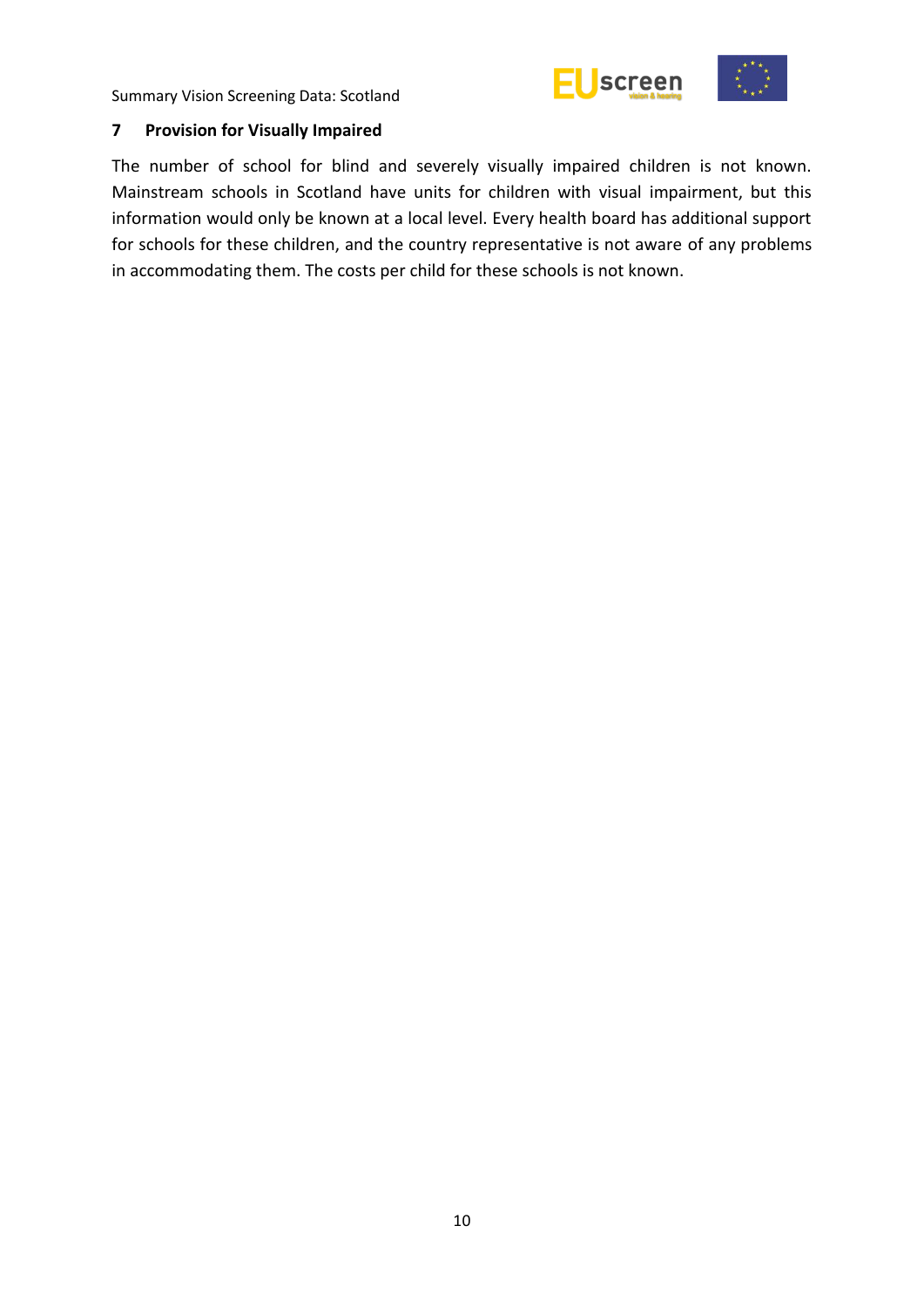## 7 Provision for Visually Impaired

The number of school for blind and severely visually impaired children is not known. Mainstream schools in Scotland have units for children with visual impairment, but this information would only be known at a local level. Every health board has additional support for schools for these children, and the country representative is not aware of any problems in accommodating them. The costs per child for these schools is not known.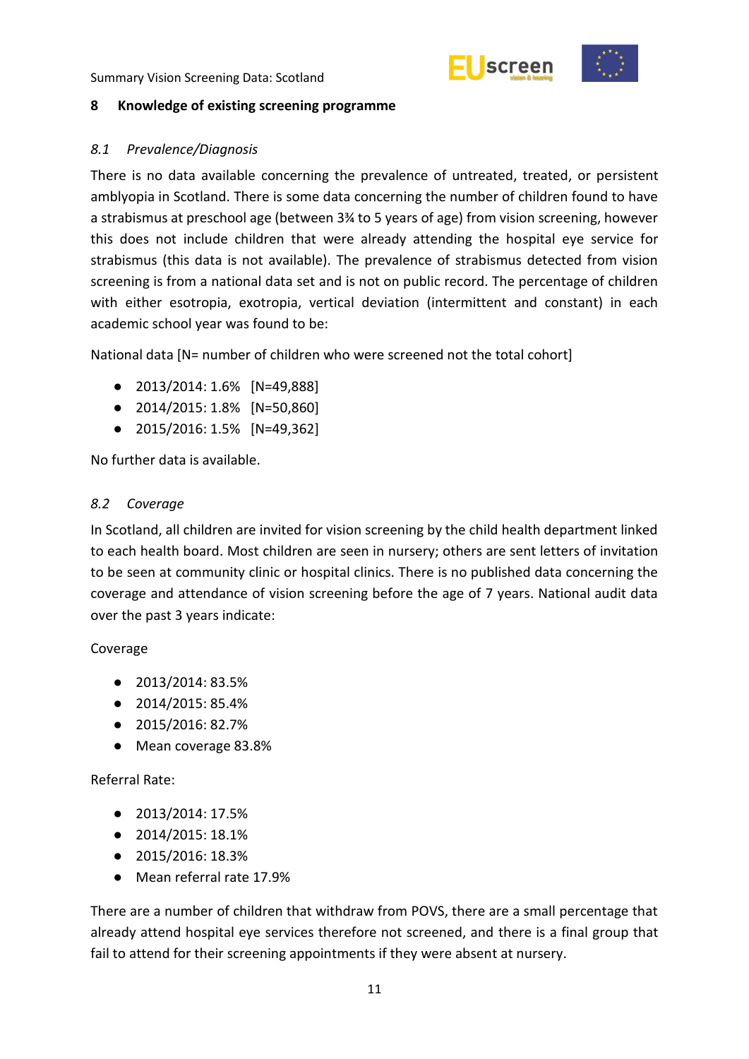## 8 Knowledge of existing screening programme

### *8.1 Prevalence/Diagnosis*

There is no data available concerning the prevalence of untreated, treated, or persistent amblyopia in Scotland. There is some data concerning the number of children found to have a strabismus at preschool age (between 3¾ to 5 years of age) from vision screening, however this does not include children that were already attending the hospital eye service for strabismus (this data is not available). The prevalence of strabismus detected from vision screening is from a national data set and is not on public record. The percentage of children with either esotropia, exotropia, vertical deviation (intermittent and constant) in each academic school year was found to be:

National data [N= number of children who were screened not the total cohort]

- 2013/2014: 1.6% [N=49,888]
- 2014/2015: 1.8% [N=50,860]
- 2015/2016: 1.5% [N=49,362]

No further data is available.

### *8.2 Coverage*

In Scotland, all children are invited for vision screening by the child health department linked to each health board. Most children are seen in nursery; others are sent letters of invitation to be seen at community clinic or hospital clinics. There is no published data concerning the coverage and attendance of vision screening before the age of 7 years. National audit data over the past 3 years indicate:

Coverage

- 2013/2014: 83.5%
- 2014/2015: 85.4%
- 2015/2016: 82.7%
- Mean coverage 83.8%

Referral Rate:

- 2013/2014: 17.5%
- 2014/2015: 18.1%
- 2015/2016: 18.3%
- Mean referral rate 17.9%

There are a number of children that withdraw from POVS, there are a small percentage that already attend hospital eye services therefore not screened, and there is a final group that fail to attend for their screening appointments if they were absent at nursery.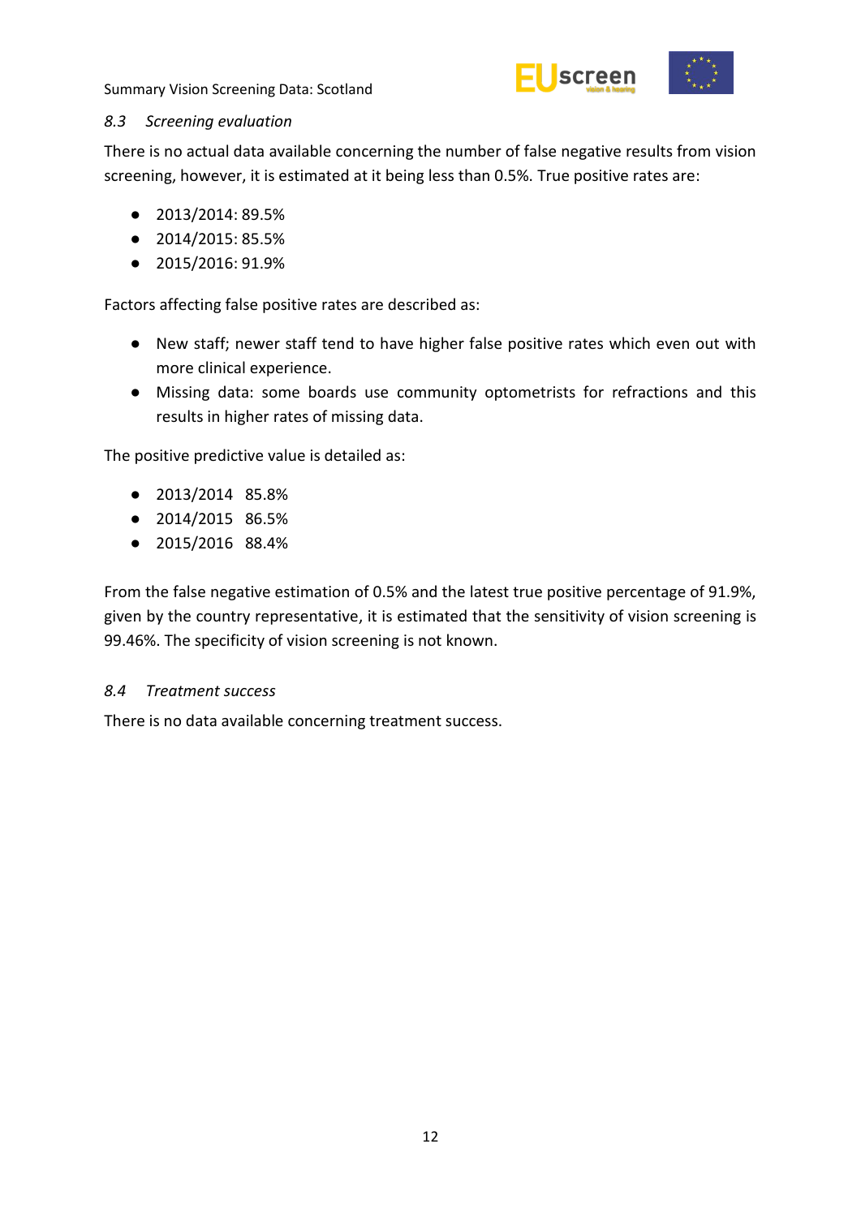### 8.3 Screening evaluation

There is no actual data available concerning the number of false negative results from vision screening, however, it is estimated at it being less than 0.5%. True positive rates are:

- 2013/2014: 89.5%
- 2014/2015: 85.5%
- 2015/2016: 91.9%

Factors affecting false positive rates are described as:

- New staff; newer staff tend to have higher false positive rates which even out with more clinical experience.
- Missing data: some boards use community optometrists for refractions and this results in higher rates of missing data.

The positive predictive value is detailed as:

- 2013/2014 85.8%
- 2014/2015 86.5%
- 2015/2016 88.4%

From the false negative estimation of 0.5% and the latest true positive percentage of 91.9%, given by the country representative, it is estimated that the sensitivity of vision screening is 99.46%. The specificity of vision screening is not known.

### 8.4 Treatment success

There is no data available concerning treatment success.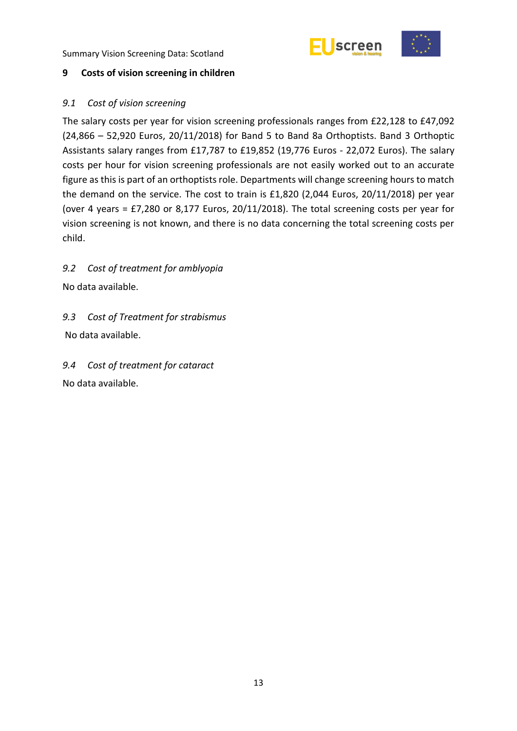## 9 Costs of vision screening in children

### *9.1 Cost of vision screening*

The salary costs per year for vision screening professionals ranges from £22,128 to £47,092 (24,866 – 52,920 Euros, 20/11/2018) for Band 5 to Band 8a Orthoptists. Band 3 Orthoptic Assistants salary ranges from £17,787 to £19,852 (19,776 Euros - 22,072 Euros). The salary costs per hour for vision screening professionals are not easily worked out to an accurate figure as this is part of an orthoptists role. Departments will change screening hours to match the demand on the service. The cost to train is £1,820 (2,044 Euros, 20/11/2018) per year (over 4 years = £7,280 or 8,177 Euros, 20/11/2018). The total screening costs per year for vision screening is not known, and there is no data concerning the total screening costs per child.

### *9.2 Cost of treatment for amblyopia*

No data available.

### *9.3 Cost of Treatment for strabismus*

No data available.

### *9.4 Cost of treatment for cataract*

No data available.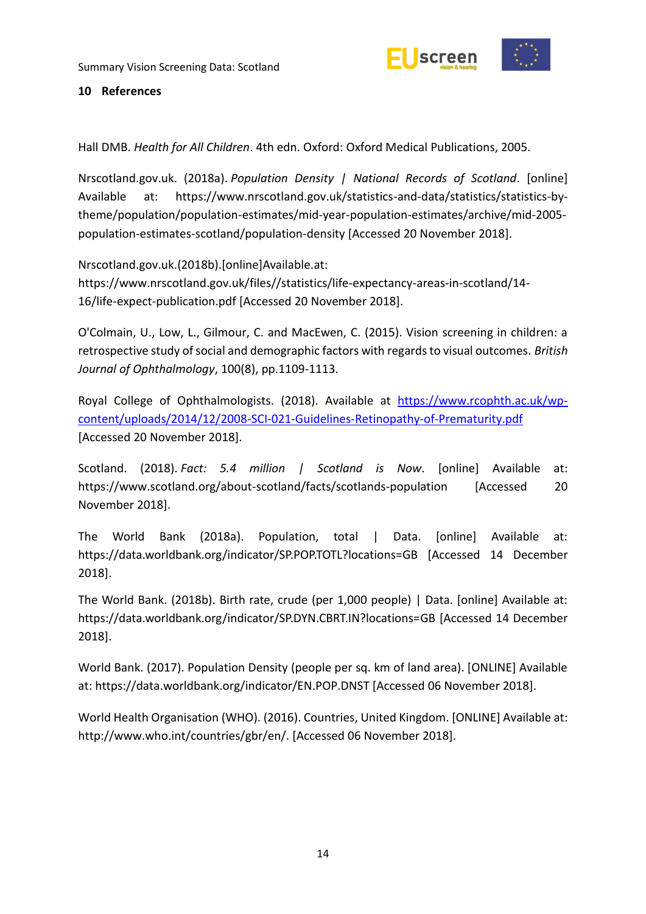## 10 References

Hall DMB. *Health for All Children*. 4th edn. Oxford: Oxford Medical Publications, 2005.

Nrscotland.gov.uk. (2018a). *Population Density | National Records of Scotland*. [online] Available at: https://www.nrscotland.gov.uk/statistics-and-data/statistics/statistics-by-theme/population/population-estimates/mid-year-population-estimates/archive/mid-2005-population-estimates-scotland/population-density [Accessed 20 November 2018].

Nrscotland.gov.uk.(2018b).[online]Available.at: https://www.nrscotland.gov.uk/files//statistics/life-expectancy-areas-in-scotland/14-16/life-expect-publication.pdf [Accessed 20 November 2018].

O'Colmain, U., Low, L., Gilmour, C. and MacEwen, C. (2015). Vision screening in children: a retrospective study of social and demographic factors with regards to visual outcomes. *British Journal of Ophthalmology*, 100(8), pp.1109-1113.

Royal College of Ophthalmologists. (2018). Available at https://www.rcophth.ac.uk/wp-content/uploads/2014/12/2008-SCI-021-Guidelines-Retinopathy-of-Prematurity.pdf [Accessed 20 November 2018].

Scotland. (2018). *Fact: 5.4 million | Scotland is Now*. [online] Available at: https://www.scotland.org/about-scotland/facts/scotlands-population [Accessed 20 November 2018].

The World Bank (2018a). Population, total | Data. [online] Available at: https://data.worldbank.org/indicator/SP.POP.TOTL?locations=GB [Accessed 14 December 2018].

The World Bank. (2018b). Birth rate, crude (per 1,000 people) | Data. [online] Available at: https://data.worldbank.org/indicator/SP.DYN.CBRT.IN?locations=GB [Accessed 14 December 2018].

World Bank. (2017). Population Density (people per sq. km of land area). [ONLINE] Available at: https://data.worldbank.org/indicator/EN.POP.DNST [Accessed 06 November 2018].

World Health Organisation (WHO). (2016). Countries, United Kingdom. [ONLINE] Available at: http://www.who.int/countries/gbr/en/. [Accessed 06 November 2018].